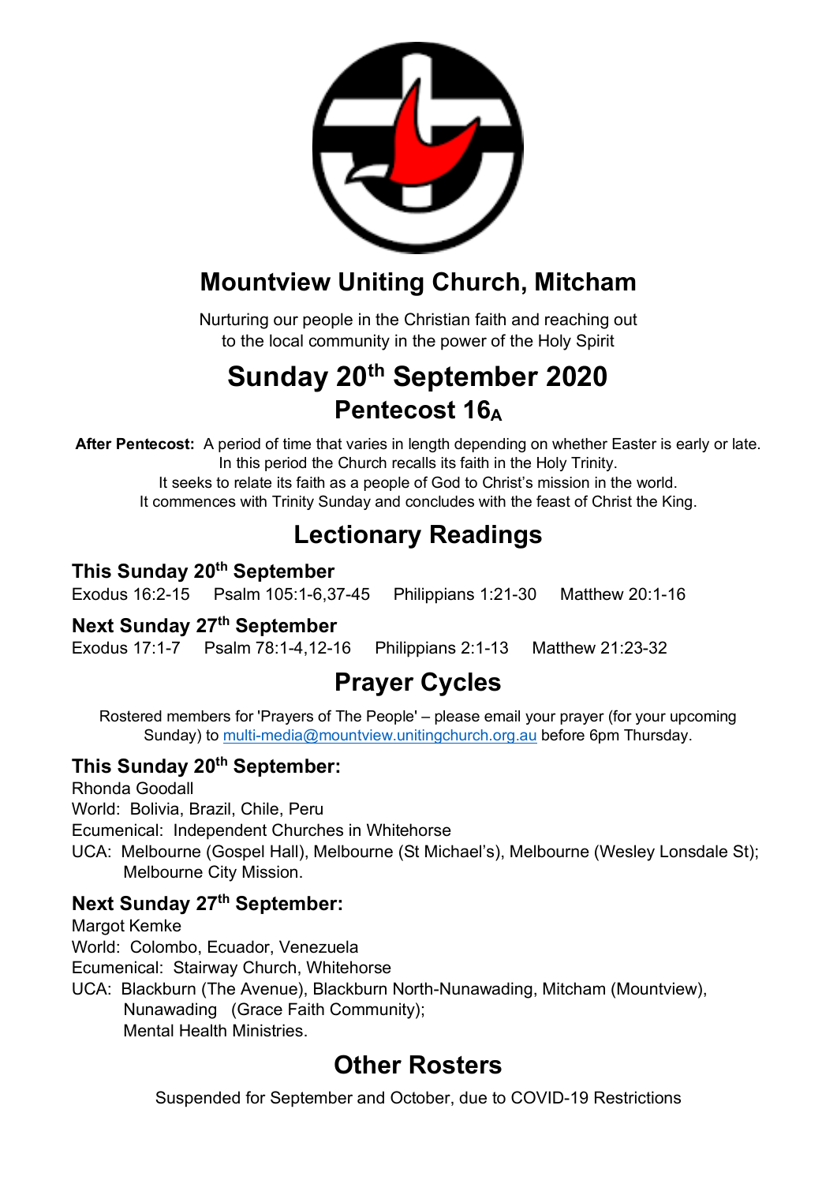# Mountview Uniting Church, Mitcham

Nurturing our people in the Christian faith and reaching out to the local community in the power of the Holy Spirit

# Sunday 20th September 2020

## Pentecost 16$_A$

**After Pentecost:** A period of time that varies in length depending on whether Easter is early or late. In this period the Church recalls its faith in the Holy Trinity. It seeks to relate its faith as a people of God to Christ's mission in the world. It commences with Trinity Sunday and concludes with the feast of Christ the King.

## Lectionary Readings

### This Sunday 20th September

Exodus 16:2-15 Psalm 105:1-6,37-45 Philippians 1:21-30 Matthew 20:1-16

### Next Sunday 27th September

Exodus 17:1-7 Psalm 78:1-4,12-16 Philippians 2:1-13 Matthew 21:23-32

## Prayer Cycles

Rostered members for 'Prayers of The People' – please email your prayer (for your upcoming Sunday) to multi-media@mountview.unitingchurch.org.au before 6pm Thursday.

### This Sunday 20th September:

Rhonda Goodall

World: Bolivia, Brazil, Chile, Peru

Ecumenical: Independent Churches in Whitehorse

UCA: Melbourne (Gospel Hall), Melbourne (St Michael's), Melbourne (Wesley Lonsdale St); Melbourne City Mission.

### Next Sunday 27th September:

Margot Kemke

World: Colombo, Ecuador, Venezuela

Ecumenical: Stairway Church, Whitehorse

UCA: Blackburn (The Avenue), Blackburn North-Nunawading, Mitcham (Mountview), Nunawading (Grace Faith Community); Mental Health Ministries.

## Other Rosters

Suspended for September and October, due to COVID-19 Restrictions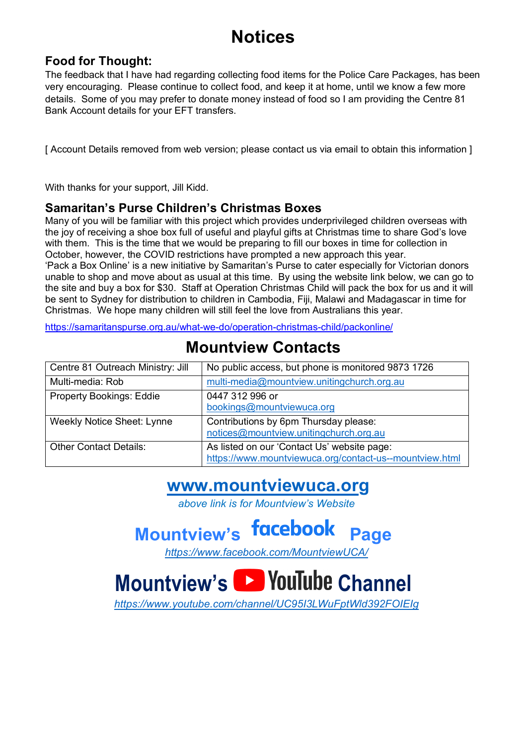# Notices

### Food for Thought:

The feedback that I have had regarding collecting food items for the Police Care Packages, has been very encouraging. Please continue to collect food, and keep it at home, until we know a few more details. Some of you may prefer to donate money instead of food so I am providing the Centre 81 Bank Account details for your EFT transfers.

[ Account Details removed from web version; please contact us via email to obtain this information ]

With thanks for your support, Jill Kidd.

### Samaritan's Purse Children's Christmas Boxes

Many of you will be familiar with this project which provides underprivileged children overseas with the joy of receiving a shoe box full of useful and playful gifts at Christmas time to share God's love with them. This is the time that we would be preparing to fill our boxes in time for collection in October, however, the COVID restrictions have prompted a new approach this year.
'Pack a Box Online' is a new initiative by Samaritan's Purse to cater especially for Victorian donors unable to shop and move about as usual at this time. By using the website link below, we can go to the site and buy a box for $30. Staff at Operation Christmas Child will pack the box for us and it will be sent to Sydney for distribution to children in Cambodia, Fiji, Malawi and Madagascar in time for Christmas. We hope many children will still feel the love from Australians this year.

https://samaritanspurse.org.au/what-we-do/operation-christmas-child/packonline/

## Mountview Contacts

| | |
|---|---|
| Centre 81 Outreach Ministry: Jill | No public access, but phone is monitored 9873 1726 |
| Multi-media: Rob | multi-media@mountview.unitingchurch.org.au |
| Property Bookings: Eddie | 0447 312 996 or bookings@mountviewuca.org |
| Weekly Notice Sheet: Lynne | Contributions by 6pm Thursday please: notices@mountview.unitingchurch.org.au |
| Other Contact Details: | As listed on our 'Contact Us' website page: https://www.mountviewuca.org/contact-us--mountview.html |

**www.mountviewuca.org**

*above link is for Mountview's Website*

**Mountview's facebook Page**

*https://www.facebook.com/MountviewUCA/*

**Mountview's YouTube Channel**

*https://www.youtube.com/channel/UC95I3LWuFptWld392FOIEIg*